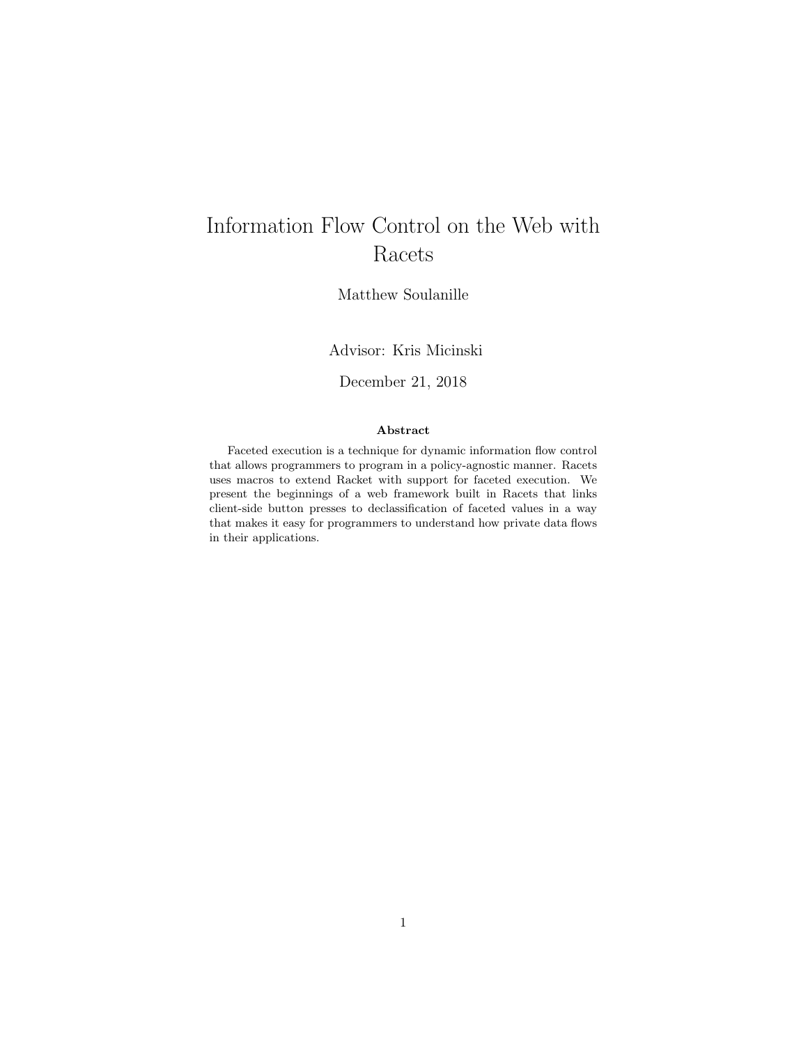# Information Flow Control on the Web with Racets

Matthew Soulanille

Advisor: Kris Micinski

December 21, 2018

**Abstract**

Faceted execution is a technique for dynamic information flow control that allows programmers to program in a policy-agnostic manner. Racets uses macros to extend Racket with support for faceted execution. We present the beginnings of a web framework built in Racets that links client-side button presses to declassification of faceted values in a way that makes it easy for programmers to understand how private data flows in their applications.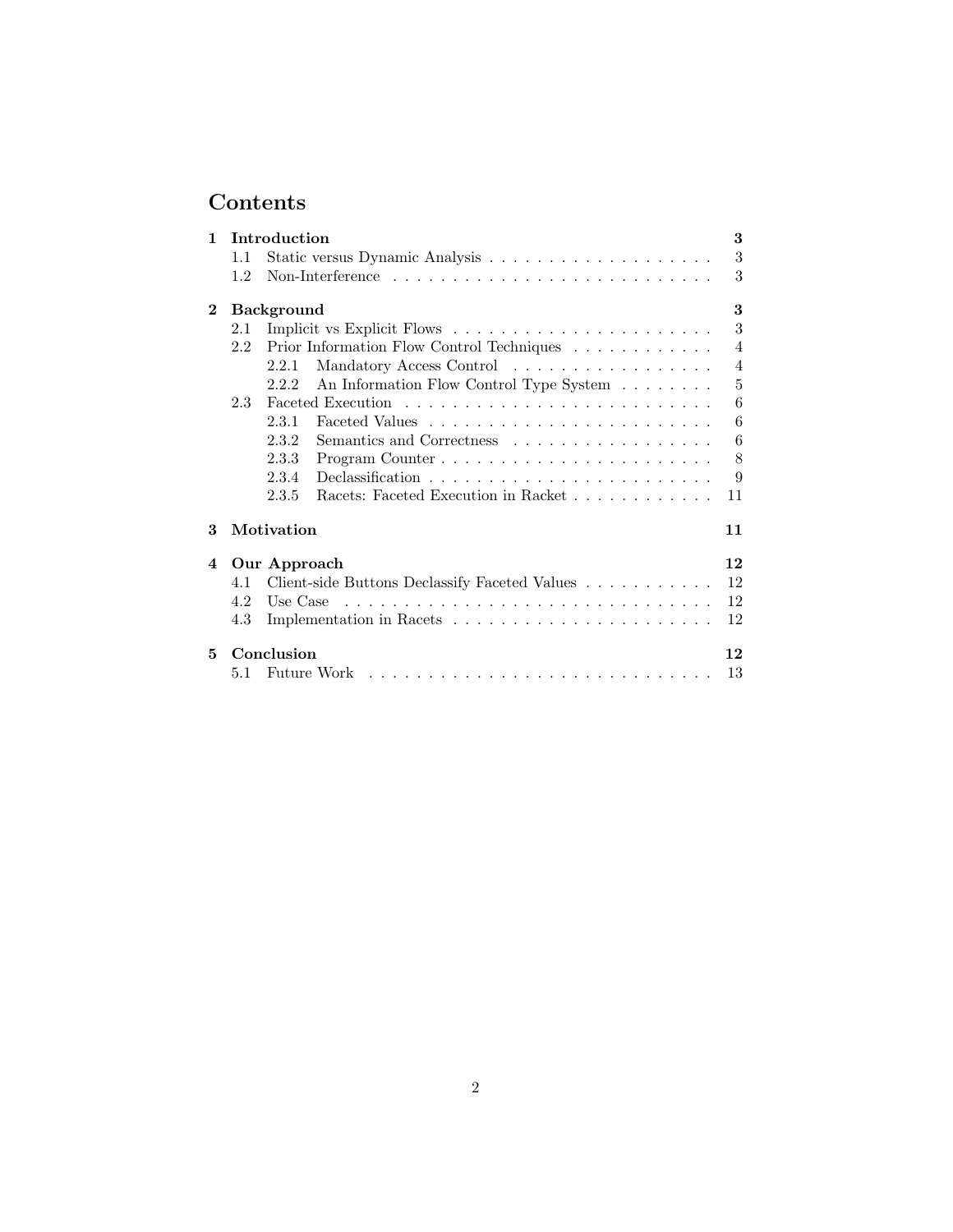# Contents

**1 Introduction** — **3**
- 1.1 Static versus Dynamic Analysis — 3
- 1.2 Non-Interference — 3

**2 Background** — **3**
- 2.1 Implicit vs Explicit Flows — 3
- 2.2 Prior Information Flow Control Techniques — 4
  - 2.2.1 Mandatory Access Control — 4
  - 2.2.2 An Information Flow Control Type System — 5
- 2.3 Faceted Execution — 6
  - 2.3.1 Faceted Values — 6
  - 2.3.2 Semantics and Correctness — 6
  - 2.3.3 Program Counter — 8
  - 2.3.4 Declassification — 9
  - 2.3.5 Racets: Faceted Execution in Racket — 11

**3 Motivation** — **11**

**4 Our Approach** — **12**
- 4.1 Client-side Buttons Declassify Faceted Values — 12
- 4.2 Use Case — 12
- 4.3 Implementation in Racets — 12

**5 Conclusion** — **12**
- 5.1 Future Work — 13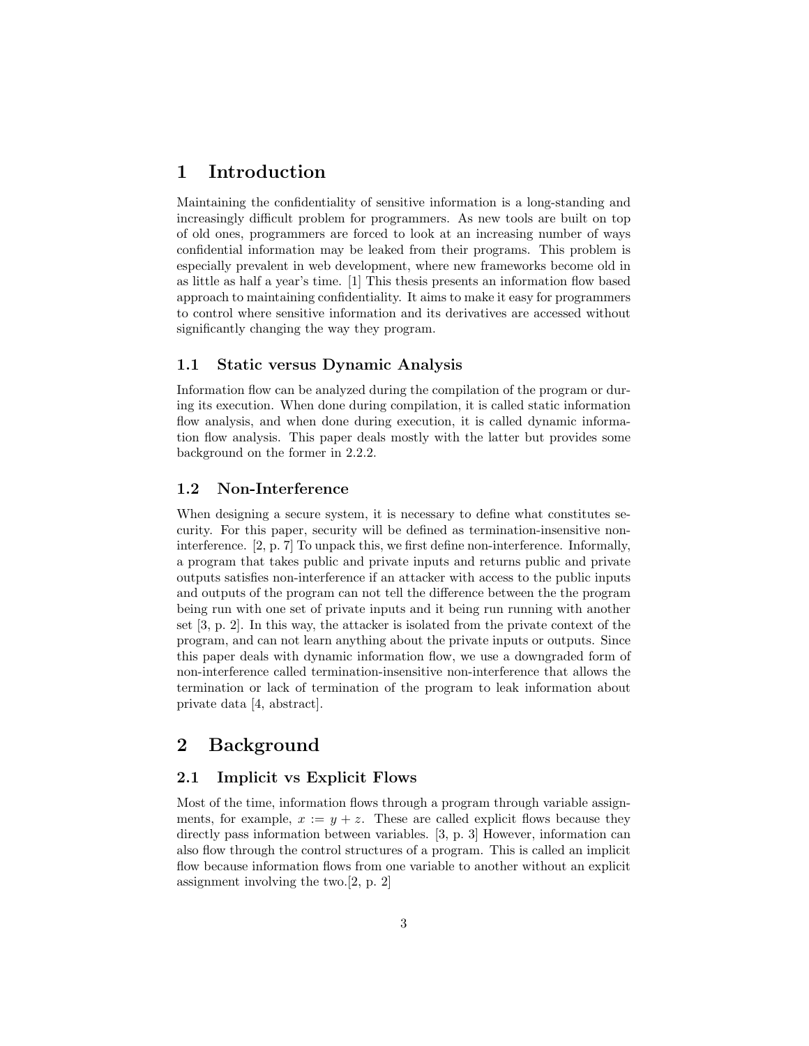# 1 Introduction

Maintaining the confidentiality of sensitive information is a long-standing and increasingly difficult problem for programmers. As new tools are built on top of old ones, programmers are forced to look at an increasing number of ways confidential information may be leaked from their programs. This problem is especially prevalent in web development, where new frameworks become old in as little as half a year's time. [1] This thesis presents an information flow based approach to maintaining confidentiality. It aims to make it easy for programmers to control where sensitive information and its derivatives are accessed without significantly changing the way they program.

## 1.1 Static versus Dynamic Analysis

Information flow can be analyzed during the compilation of the program or during its execution. When done during compilation, it is called static information flow analysis, and when done during execution, it is called dynamic information flow analysis. This paper deals mostly with the latter but provides some background on the former in 2.2.2.

## 1.2 Non-Interference

When designing a secure system, it is necessary to define what constitutes security. For this paper, security will be defined as termination-insensitive non-interference. [2, p. 7] To unpack this, we first define non-interference. Informally, a program that takes public and private inputs and returns public and private outputs satisfies non-interference if an attacker with access to the public inputs and outputs of the program can not tell the difference between the the program being run with one set of private inputs and it being run running with another set [3, p. 2]. In this way, the attacker is isolated from the private context of the program, and can not learn anything about the private inputs or outputs. Since this paper deals with dynamic information flow, we use a downgraded form of non-interference called termination-insensitive non-interference that allows the termination or lack of termination of the program to leak information about private data [4, abstract].

# 2 Background

## 2.1 Implicit vs Explicit Flows

Most of the time, information flows through a program through variable assignments, for example, $x := y + z$. These are called explicit flows because they directly pass information between variables. [3, p. 3] However, information can also flow through the control structures of a program. This is called an implicit flow because information flows from one variable to another without an explicit assignment involving the two.[2, p. 2]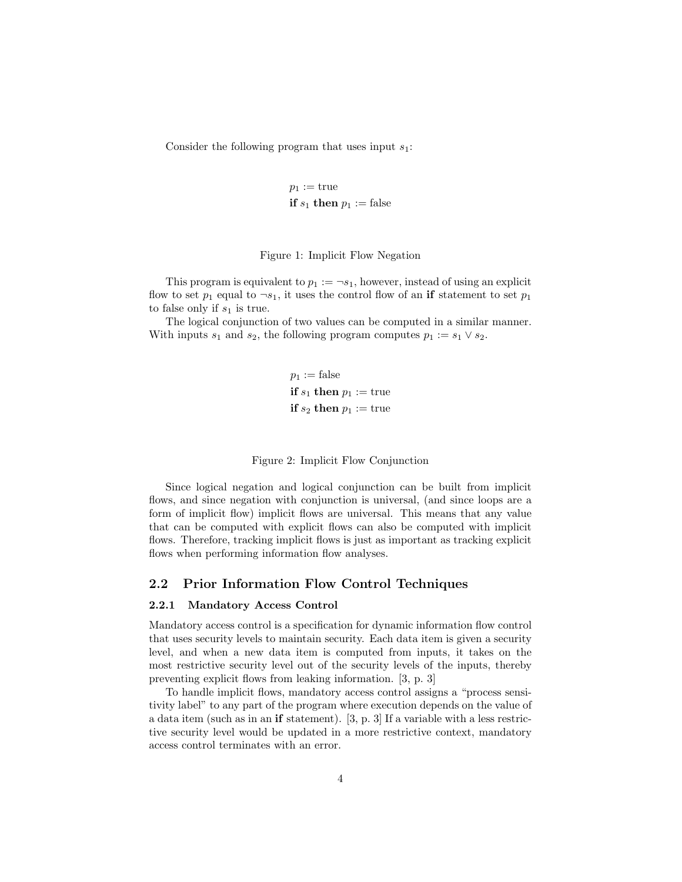Consider the following program that uses input $s_1$:

$$
\begin{aligned}
&p_1 := \text{true} \\
&\textbf{if } s_1 \textbf{ then } p_1 := \text{false}
\end{aligned}
$$

Figure 1: Implicit Flow Negation

This program is equivalent to $p_1 := \neg s_1$, however, instead of using an explicit flow to set $p_1$ equal to $\neg s_1$, it uses the control flow of an **if** statement to set $p_1$ to false only if $s_1$ is true.

The logical conjunction of two values can be computed in a similar manner. With inputs $s_1$ and $s_2$, the following program computes $p_1 := s_1 \vee s_2$.

$$
\begin{aligned}
&p_1 := \text{false} \\
&\textbf{if } s_1 \textbf{ then } p_1 := \text{true} \\
&\textbf{if } s_2 \textbf{ then } p_1 := \text{true}
\end{aligned}
$$

Figure 2: Implicit Flow Conjunction

Since logical negation and logical conjunction can be built from implicit flows, and since negation with conjunction is universal, (and since loops are a form of implicit flow) implicit flows are universal. This means that any value that can be computed with explicit flows can also be computed with implicit flows. Therefore, tracking implicit flows is just as important as tracking explicit flows when performing information flow analyses.

## 2.2 Prior Information Flow Control Techniques

### 2.2.1 Mandatory Access Control

Mandatory access control is a specification for dynamic information flow control that uses security levels to maintain security. Each data item is given a security level, and when a new data item is computed from inputs, it takes on the most restrictive security level out of the security levels of the inputs, thereby preventing explicit flows from leaking information. [3, p. 3]

To handle implicit flows, mandatory access control assigns a "process sensitivity label" to any part of the program where execution depends on the value of a data item (such as in an **if** statement). [3, p. 3] If a variable with a less restrictive security level would be updated in a more restrictive context, mandatory access control terminates with an error.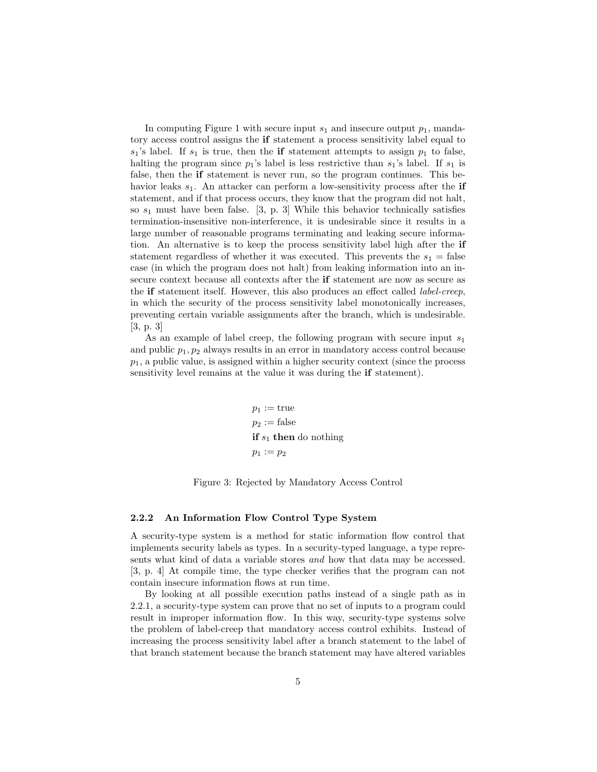In computing Figure 1 with secure input $s_1$ and insecure output $p_1$, mandatory access control assigns the **if** statement a process sensitivity label equal to $s_1$'s label. If $s_1$ is true, then the **if** statement attempts to assign $p_1$ to false, halting the program since $p_1$'s label is less restrictive than $s_1$'s label. If $s_1$ is false, then the **if** statement is never run, so the program continues. This behavior leaks $s_1$. An attacker can perform a low-sensitivity process after the **if** statement, and if that process occurs, they know that the program did not halt, so $s_1$ must have been false. [3, p. 3] While this behavior technically satisfies termination-insensitive non-interference, it is undesirable since it results in a large number of reasonable programs terminating and leaking secure information. An alternative is to keep the process sensitivity label high after the **if** statement regardless of whether it was executed. This prevents the $s_1$ = false case (in which the program does not halt) from leaking information into an insecure context because all contexts after the **if** statement are now as secure as the **if** statement itself. However, this also produces an effect called *label-creep*, in which the security of the process sensitivity label monotonically increases, preventing certain variable assignments after the branch, which is undesirable. [3, p. 3]

As an example of label creep, the following program with secure input $s_1$ and public $p_1, p_2$ always results in an error in mandatory access control because $p_1$, a public value, is assigned within a higher security context (since the process sensitivity level remains at the value it was during the **if** statement).

$$
\begin{aligned}
&p_1 := \text{true} \\
&p_2 := \text{false} \\
&\textbf{if } s_1 \textbf{ then } \text{do nothing} \\
&p_1 := p_2
\end{aligned}
$$

Figure 3: Rejected by Mandatory Access Control

#### 2.2.2 An Information Flow Control Type System

A security-type system is a method for static information flow control that implements security labels as types. In a security-typed language, a type represents what kind of data a variable stores *and* how that data may be accessed. [3, p. 4] At compile time, the type checker verifies that the program can not contain insecure information flows at run time.

By looking at all possible execution paths instead of a single path as in 2.2.1, a security-type system can prove that no set of inputs to a program could result in improper information flow. In this way, security-type systems solve the problem of label-creep that mandatory access control exhibits. Instead of increasing the process sensitivity label after a branch statement to the label of that branch statement because the branch statement may have altered variables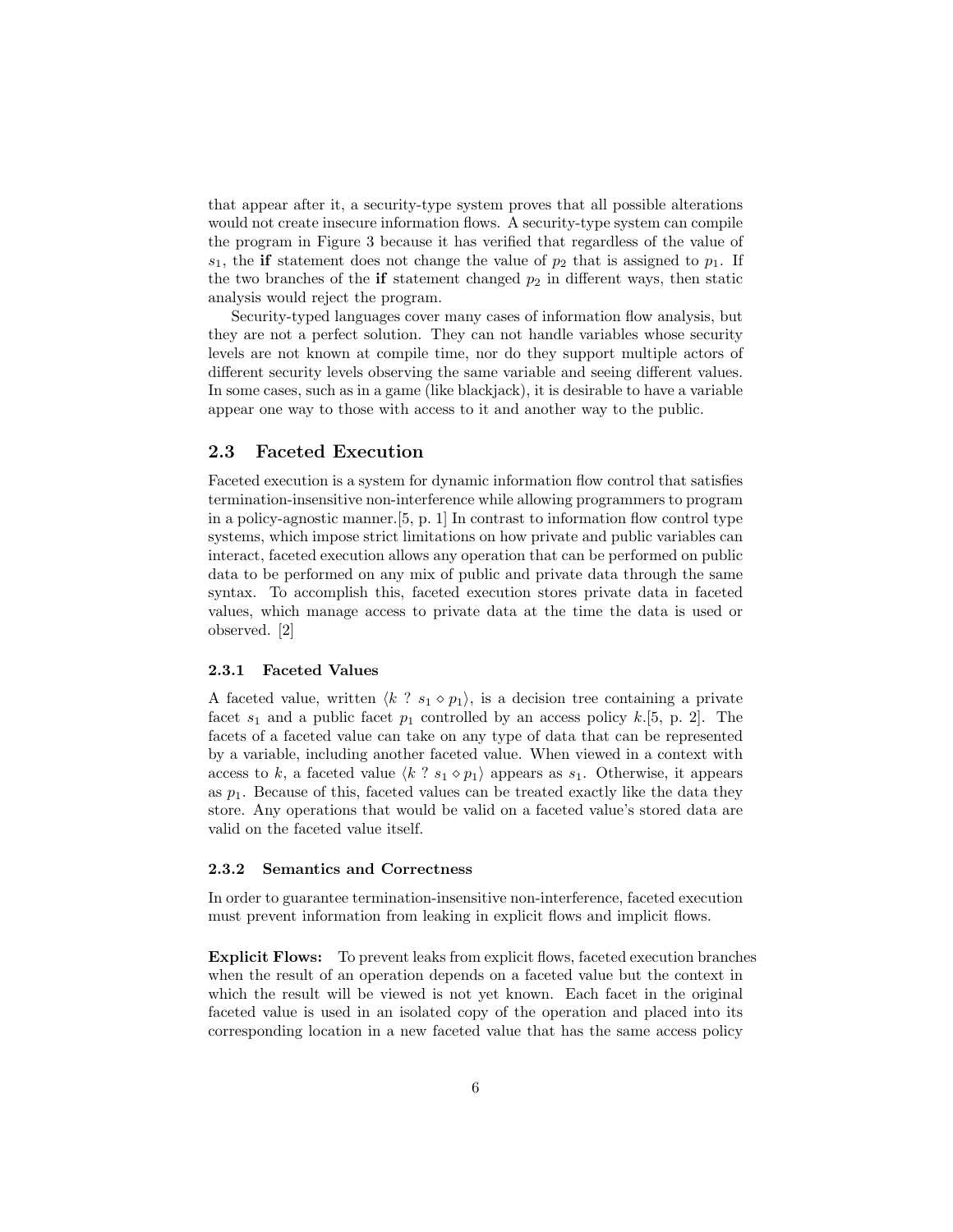that appear after it, a security-type system proves that all possible alterations would not create insecure information flows. A security-type system can compile the program in Figure 3 because it has verified that regardless of the value of $s_1$, the **if** statement does not change the value of $p_2$ that is assigned to $p_1$. If the two branches of the **if** statement changed $p_2$ in different ways, then static analysis would reject the program.

Security-typed languages cover many cases of information flow analysis, but they are not a perfect solution. They can not handle variables whose security levels are not known at compile time, nor do they support multiple actors of different security levels observing the same variable and seeing different values. In some cases, such as in a game (like blackjack), it is desirable to have a variable appear one way to those with access to it and another way to the public.

## 2.3 Faceted Execution

Faceted execution is a system for dynamic information flow control that satisfies termination-insensitive non-interference while allowing programmers to program in a policy-agnostic manner.[5, p. 1] In contrast to information flow control type systems, which impose strict limitations on how private and public variables can interact, faceted execution allows any operation that can be performed on public data to be performed on any mix of public and private data through the same syntax. To accomplish this, faceted execution stores private data in faceted values, which manage access to private data at the time the data is used or observed. [2]

### 2.3.1 Faceted Values

A faceted value, written $\langle k \ ? \ s_1 \diamond p_1 \rangle$, is a decision tree containing a private facet $s_1$ and a public facet $p_1$ controlled by an access policy $k$.[5, p. 2]. The facets of a faceted value can take on any type of data that can be represented by a variable, including another faceted value. When viewed in a context with access to $k$, a faceted value $\langle k \ ? \ s_1 \diamond p_1 \rangle$ appears as $s_1$. Otherwise, it appears as $p_1$. Because of this, faceted values can be treated exactly like the data they store. Any operations that would be valid on a faceted value's stored data are valid on the faceted value itself.

### 2.3.2 Semantics and Correctness

In order to guarantee termination-insensitive non-interference, faceted execution must prevent information from leaking in explicit flows and implicit flows.

**Explicit Flows:** To prevent leaks from explicit flows, faceted execution branches when the result of an operation depends on a faceted value but the context in which the result will be viewed is not yet known. Each facet in the original faceted value is used in an isolated copy of the operation and placed into its corresponding location in a new faceted value that has the same access policy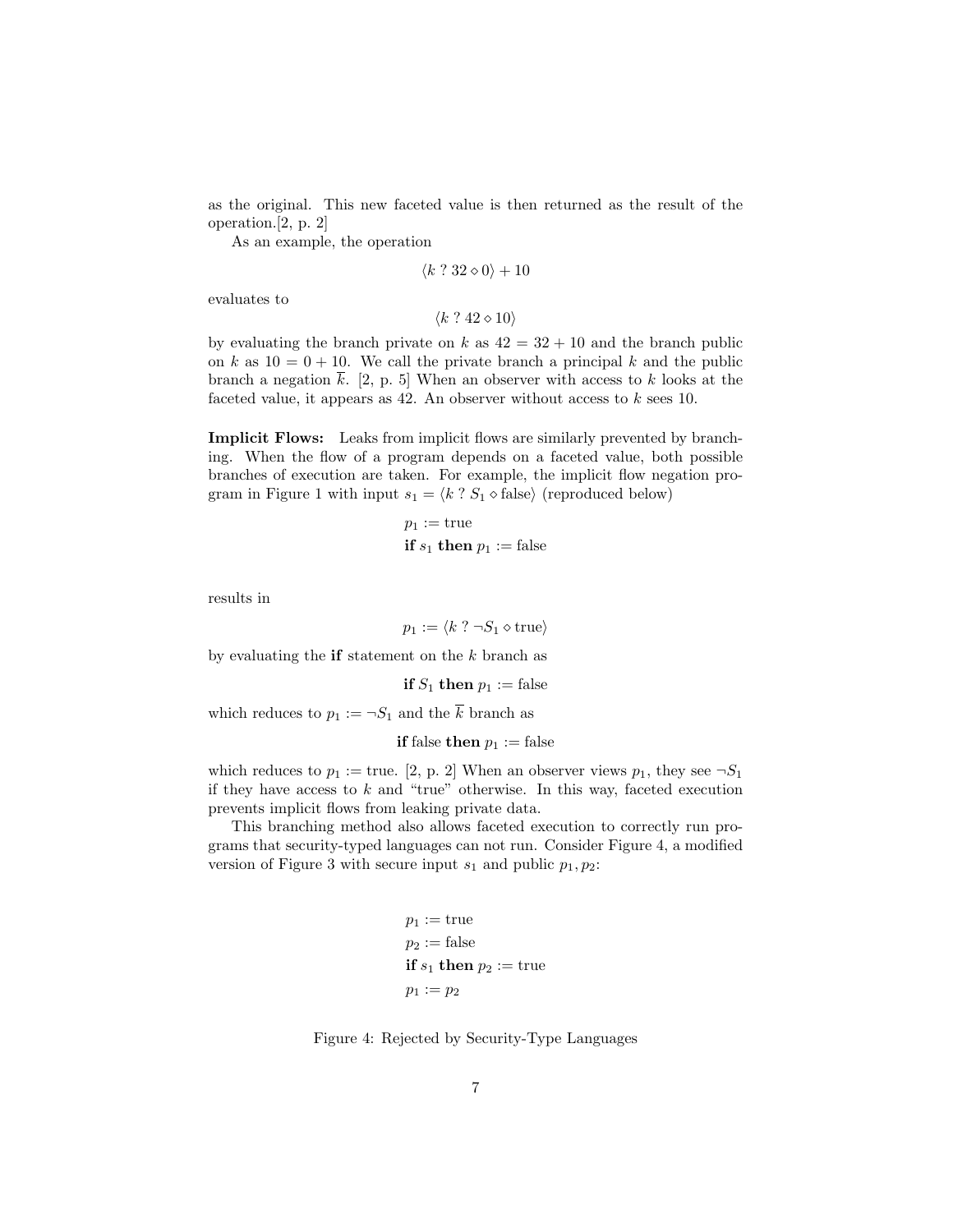as the original. This new faceted value is then returned as the result of the operation.[2, p. 2]

As an example, the operation

$$\langle k \ ? \ 32 \diamond 0 \rangle + 10$$

evaluates to

$$\langle k \ ? \ 42 \diamond 10 \rangle$$

by evaluating the branch private on $k$ as $42 = 32 + 10$ and the branch public on $k$ as $10 = 0 + 10$. We call the private branch a principal $k$ and the public branch a negation $\overline{k}$. [2, p. 5] When an observer with access to $k$ looks at the faceted value, it appears as 42. An observer without access to $k$ sees 10.

**Implicit Flows:** Leaks from implicit flows are similarly prevented by branching. When the flow of a program depends on a faceted value, both possible branches of execution are taken. For example, the implicit flow negation program in Figure 1 with input $s_1 = \langle k \ ? \ S_1 \diamond \text{false} \rangle$ (reproduced below)

$$\begin{aligned} &p_1 := \text{true} \\ &\textbf{if } s_1 \textbf{ then } p_1 := \text{false} \end{aligned}$$

results in

$$p_1 := \langle k \ ? \ \neg S_1 \diamond \text{true} \rangle$$

by evaluating the **if** statement on the $k$ branch as

$$\textbf{if } S_1 \textbf{ then } p_1 := \text{false}$$

which reduces to $p_1 := \neg S_1$ and the $\overline{k}$ branch as

$$\textbf{if } \text{false} \textbf{ then } p_1 := \text{false}$$

which reduces to $p_1 :=$ true. [2, p. 2] When an observer views $p_1$, they see $\neg S_1$ if they have access to $k$ and "true" otherwise. In this way, faceted execution prevents implicit flows from leaking private data.

This branching method also allows faceted execution to correctly run programs that security-typed languages can not run. Consider Figure 4, a modified version of Figure 3 with secure input $s_1$ and public $p_1, p_2$:

$$\begin{aligned} &p_1 := \text{true} \\ &p_2 := \text{false} \\ &\textbf{if } s_1 \textbf{ then } p_2 := \text{true} \\ &p_1 := p_2 \end{aligned}$$

Figure 4: Rejected by Security-Type Languages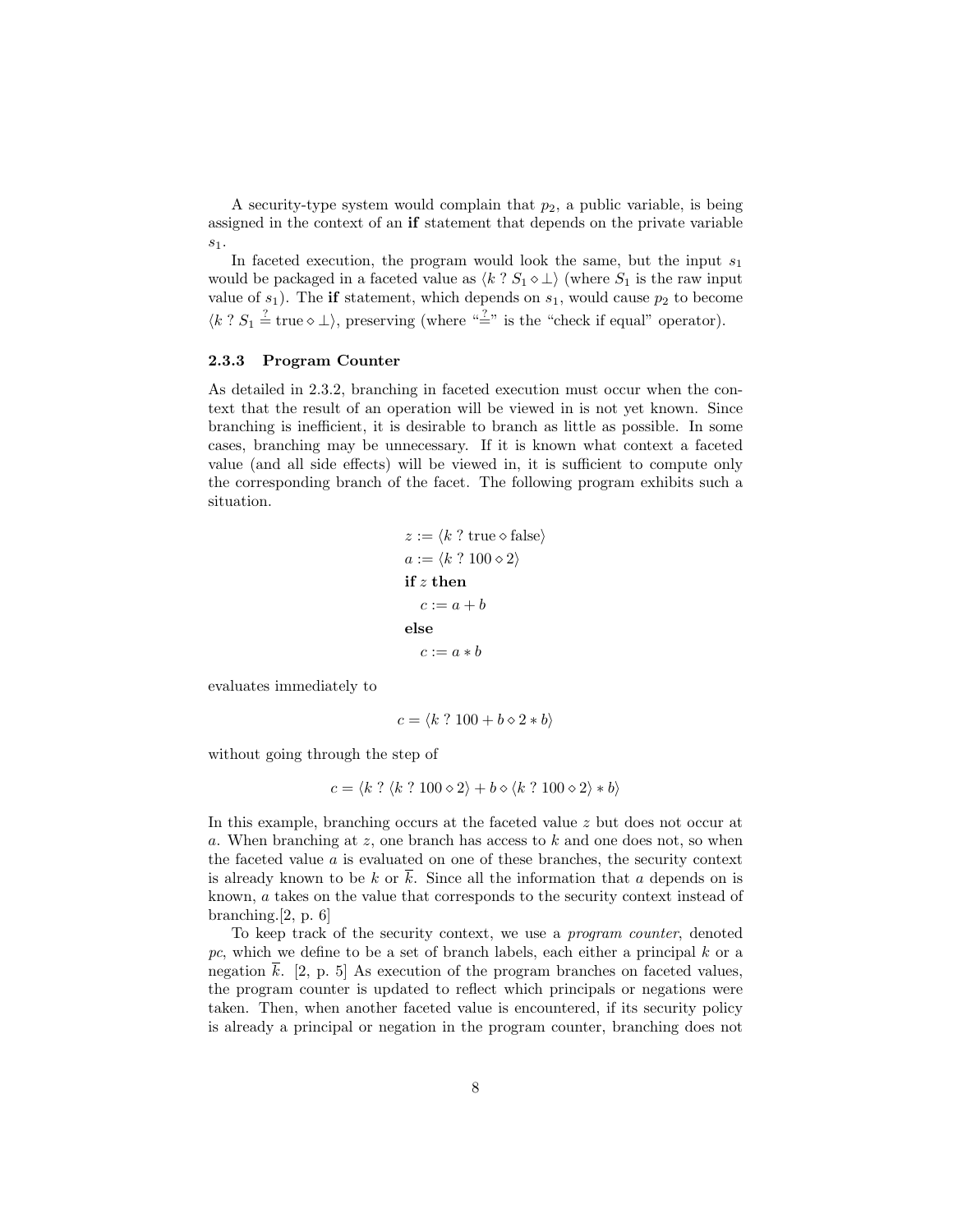A security-type system would complain that $p_2$, a public variable, is being assigned in the context of an **if** statement that depends on the private variable $s_1$.

In faceted execution, the program would look the same, but the input $s_1$ would be packaged in a faceted value as $\langle k \;?\; S_1 \diamond \bot \rangle$ (where $S_1$ is the raw input value of $s_1$). The **if** statement, which depends on $s_1$, would cause $p_2$ to become $\langle k \;?\; S_1 \stackrel{?}{=} \text{true} \diamond \bot \rangle$, preserving (where "$\stackrel{?}{=}$" is the "check if equal" operator).

### 2.3.3 Program Counter

As detailed in 2.3.2, branching in faceted execution must occur when the context that the result of an operation will be viewed in is not yet known. Since branching is inefficient, it is desirable to branch as little as possible. In some cases, branching may be unnecessary. If it is known what context a faceted value (and all side effects) will be viewed in, it is sufficient to compute only the corresponding branch of the facet. The following program exhibits such a situation.

$$
\begin{aligned}
&z := \langle k \;?\; \text{true} \diamond \text{false} \rangle \\
&a := \langle k \;?\; 100 \diamond 2 \rangle \\
&\textbf{if } z \textbf{ then} \\
&\quad c := a + b \\
&\textbf{else} \\
&\quad c := a * b
\end{aligned}
$$

evaluates immediately to

$$c = \langle k \;?\; 100 + b \diamond 2 * b \rangle$$

without going through the step of

$$c = \langle k \;?\; \langle k \;?\; 100 \diamond 2 \rangle + b \diamond \langle k \;?\; 100 \diamond 2 \rangle * b \rangle$$

In this example, branching occurs at the faceted value $z$ but does not occur at $a$. When branching at $z$, one branch has access to $k$ and one does not, so when the faceted value $a$ is evaluated on one of these branches, the security context is already known to be $k$ or $\overline{k}$. Since all the information that $a$ depends on is known, $a$ takes on the value that corresponds to the security context instead of branching.[2, p. 6]

To keep track of the security context, we use a *program counter*, denoted *pc*, which we define to be a set of branch labels, each either a principal $k$ or a negation $\overline{k}$. [2, p. 5] As execution of the program branches on faceted values, the program counter is updated to reflect which principals or negations were taken. Then, when another faceted value is encountered, if its security policy is already a principal or negation in the program counter, branching does not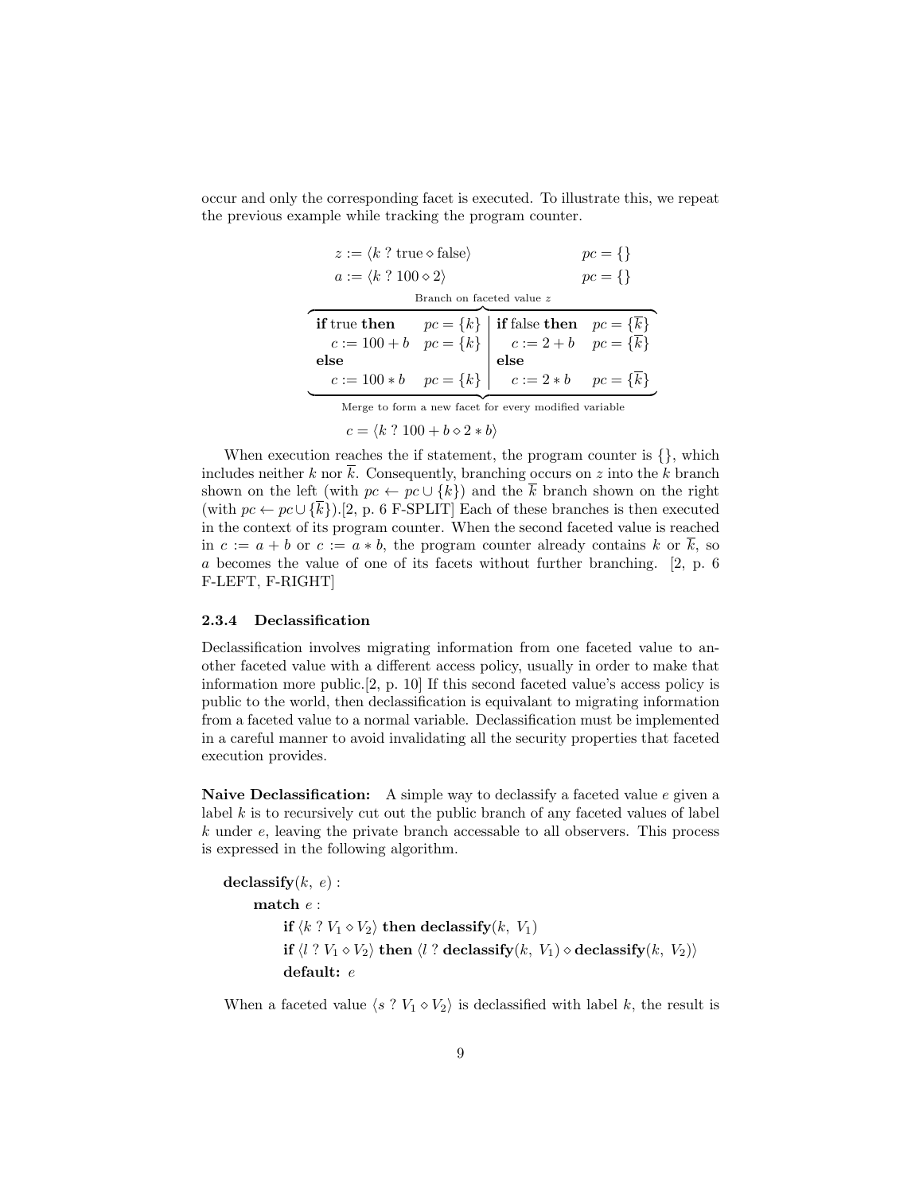occur and only the corresponding facet is executed. To illustrate this, we repeat the previous example while tracking the program counter.

$$z := \langle k \ ? \ \text{true} \diamond \text{false} \rangle \qquad pc = \{\}$$

$$a := \langle k \ ? \ 100 \diamond 2 \rangle \qquad pc = \{\}$$

Branch on faceted value $z$

| | | | |
|---|---|---|---|
| **if** true **then** | $pc = \{k\}$ | **if** false **then** | $pc = \{\overline{k}\}$ |
| $c := 100 + b$ | $pc = \{k\}$ | $c := 2 + b$ | $pc = \{\overline{k}\}$ |
| **else** | | **else** | |
| $c := 100 * b$ | $pc = \{k\}$ | $c := 2 * b$ | $pc = \{\overline{k}\}$ |

Merge to form a new facet for every modified variable

$$c = \langle k \ ? \ 100 + b \diamond 2 * b \rangle$$

When execution reaches the if statement, the program counter is $\{\}$, which includes neither $k$ nor $\overline{k}$. Consequently, branching occurs on $z$ into the $k$ branch shown on the left (with $pc \leftarrow pc \cup \{k\}$) and the $\overline{k}$ branch shown on the right (with $pc \leftarrow pc \cup \{\overline{k}\}$).[2, p. 6 F-SPLIT] Each of these branches is then executed in the context of its program counter. When the second faceted value is reached in $c := a + b$ or $c := a * b$, the program counter already contains $k$ or $\overline{k}$, so $a$ becomes the value of one of its facets without further branching. [2, p. 6 F-LEFT, F-RIGHT]

#### 2.3.4 Declassification

Declassification involves migrating information from one faceted value to another faceted value with a different access policy, usually in order to make that information more public.[2, p. 10] If this second faceted value's access policy is public to the world, then declassification is equivalant to migrating information from a faceted value to a normal variable. Declassification must be implemented in a careful manner to avoid invalidating all the security properties that faceted execution provides.

**Naive Declassification:** A simple way to declassify a faceted value $e$ given a label $k$ is to recursively cut out the public branch of any faceted values of label $k$ under $e$, leaving the private branch accessable to all observers. This process is expressed in the following algorithm.

**declassify**$(k,\ e)$ :
  **match** $e$ :
    **if** $\langle k \ ? \ V_1 \diamond V_2 \rangle$ **then declassify**$(k,\ V_1)$
    **if** $\langle l \ ? \ V_1 \diamond V_2 \rangle$ **then** $\langle l \ ?$ **declassify**$(k,\ V_1) \diamond$ **declassify**$(k,\ V_2)\rangle$
    **default:** $e$

When a faceted value $\langle s \ ? \ V_1 \diamond V_2 \rangle$ is declassified with label $k$, the result is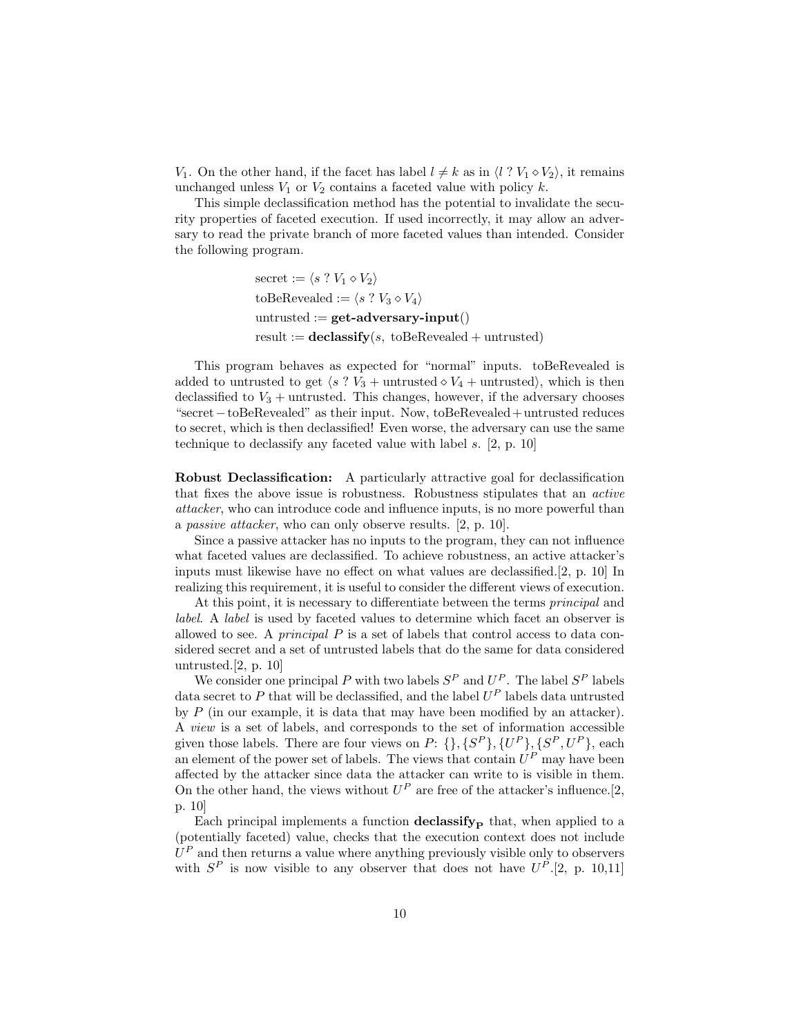$V_1$. On the other hand, if the facet has label $l \neq k$ as in $\langle l \ ? \ V_1 \diamond V_2 \rangle$, it remains unchanged unless $V_1$ or $V_2$ contains a faceted value with policy $k$.

This simple declassification method has the potential to invalidate the security properties of faceted execution. If used incorrectly, it may allow an adversary to read the private branch of more faceted values than intended. Consider the following program.

$$
\begin{aligned}
&\text{secret} := \langle s \ ? \ V_1 \diamond V_2 \rangle \\
&\text{toBeRevealed} := \langle s \ ? \ V_3 \diamond V_4 \rangle \\
&\text{untrusted} := \textbf{get-adversary-input}() \\
&\text{result} := \textbf{declassify}(s, \ \text{toBeRevealed} + \text{untrusted})
\end{aligned}
$$

This program behaves as expected for "normal" inputs. toBeRevealed is added to untrusted to get $\langle s \ ? \ V_3 + \text{untrusted} \diamond V_4 + \text{untrusted} \rangle$, which is then declassified to $V_3 + \text{untrusted}$. This changes, however, if the adversary chooses "secret − toBeRevealed" as their input. Now, toBeRevealed + untrusted reduces to secret, which is then declassified! Even worse, the adversary can use the same technique to declassify any faceted value with label $s$. [2, p. 10]

**Robust Declassification:** A particularly attractive goal for declassification that fixes the above issue is robustness. Robustness stipulates that an *active attacker*, who can introduce code and influence inputs, is no more powerful than a *passive attacker*, who can only observe results. [2, p. 10].

Since a passive attacker has no inputs to the program, they can not influence what faceted values are declassified. To achieve robustness, an active attacker's inputs must likewise have no effect on what values are declassified.[2, p. 10] In realizing this requirement, it is useful to consider the different views of execution.

At this point, it is necessary to differentiate between the terms *principal* and *label*. A *label* is used by faceted values to determine which facet an observer is allowed to see. A *principal* $P$ is a set of labels that control access to data considered secret and a set of untrusted labels that do the same for data considered untrusted.[2, p. 10]

We consider one principal $P$ with two labels $S^P$ and $U^P$. The label $S^P$ labels data secret to $P$ that will be declassified, and the label $U^P$ labels data untrusted by $P$ (in our example, it is data that may have been modified by an attacker). A *view* is a set of labels, and corresponds to the set of information accessible given those labels. There are four views on $P$: $\{\}, \{S^P\}, \{U^P\}, \{S^P, U^P\}$, each an element of the power set of labels. The views that contain $U^P$ may have been affected by the attacker since data the attacker can write to is visible in them. On the other hand, the views without $U^P$ are free of the attacker's influence.[2, p. 10]

Each principal implements a function $\mathbf{declassify_P}$ that, when applied to a (potentially faceted) value, checks that the execution context does not include $U^P$ and then returns a value where anything previously visible only to observers with $S^P$ is now visible to any observer that does not have $U^P$.[2, p. 10,11]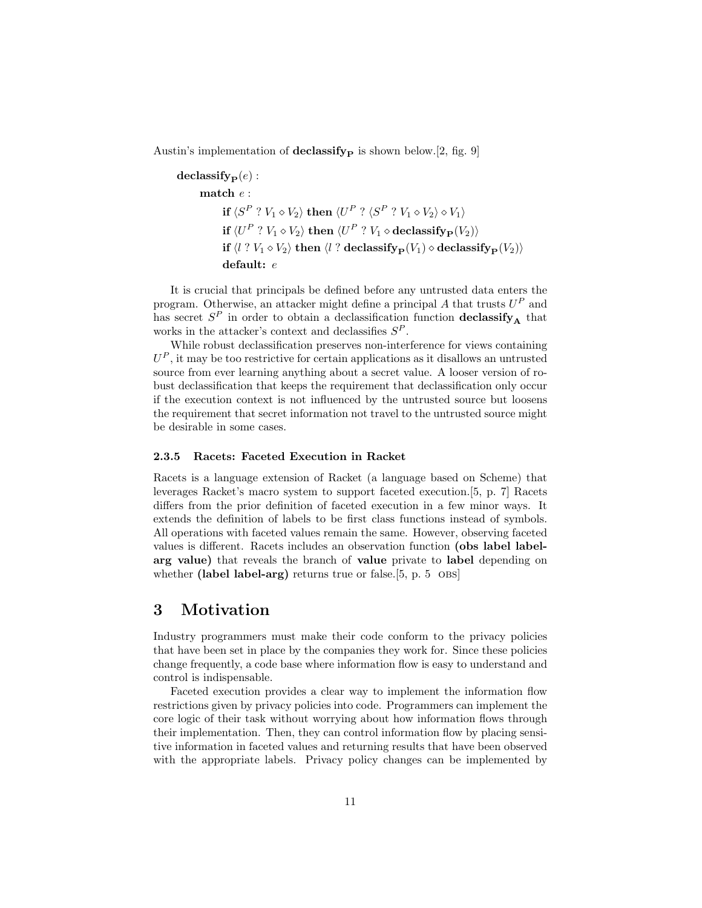Austin's implementation of $\mathbf{declassify_P}$ is shown below.[2, fig. 9]

$\mathbf{declassify_P}(e)$ :

  **match** $e$ :

    **if** $\langle S^P \mathbin{?} V_1 \diamond V_2 \rangle$ **then** $\langle U^P \mathbin{?} \langle S^P \mathbin{?} V_1 \diamond V_2 \rangle \diamond V_1 \rangle$

    **if** $\langle U^P \mathbin{?} V_1 \diamond V_2 \rangle$ **then** $\langle U^P \mathbin{?} V_1 \diamond \mathbf{declassify_P}(V_2) \rangle$

    **if** $\langle l \mathbin{?} V_1 \diamond V_2 \rangle$ **then** $\langle l \mathbin{?} \mathbf{declassify_P}(V_1) \diamond \mathbf{declassify_P}(V_2) \rangle$

    **default:** $e$

It is crucial that principals be defined before any untrusted data enters the program. Otherwise, an attacker might define a principal $A$ that trusts $U^P$ and has secret $S^P$ in order to obtain a declassification function $\mathbf{declassify_A}$ that works in the attacker's context and declassifies $S^P$.

While robust declassification preserves non-interference for views containing $U^P$, it may be too restrictive for certain applications as it disallows an untrusted source from ever learning anything about a secret value. A looser version of robust declassification that keeps the requirement that declassification only occur if the execution context is not influenced by the untrusted source but loosens the requirement that secret information not travel to the untrusted source might be desirable in some cases.

#### 2.3.5 Racets: Faceted Execution in Racket

Racets is a language extension of Racket (a language based on Scheme) that leverages Racket's macro system to support faceted execution.[5, p. 7] Racets differs from the prior definition of faceted execution in a few minor ways. It extends the definition of labels to be first class functions instead of symbols. All operations with faceted values remain the same. However, observing faceted values is different. Racets includes an observation function **(obs label label-arg value)** that reveals the branch of **value** private to **label** depending on whether **(label label-arg)** returns true or false.[5, p. 5 OBS]

## 3 Motivation

Industry programmers must make their code conform to the privacy policies that have been set in place by the companies they work for. Since these policies change frequently, a code base where information flow is easy to understand and control is indispensable.

Faceted execution provides a clear way to implement the information flow restrictions given by privacy policies into code. Programmers can implement the core logic of their task without worrying about how information flows through their implementation. Then, they can control information flow by placing sensitive information in faceted values and returning results that have been observed with the appropriate labels. Privacy policy changes can be implemented by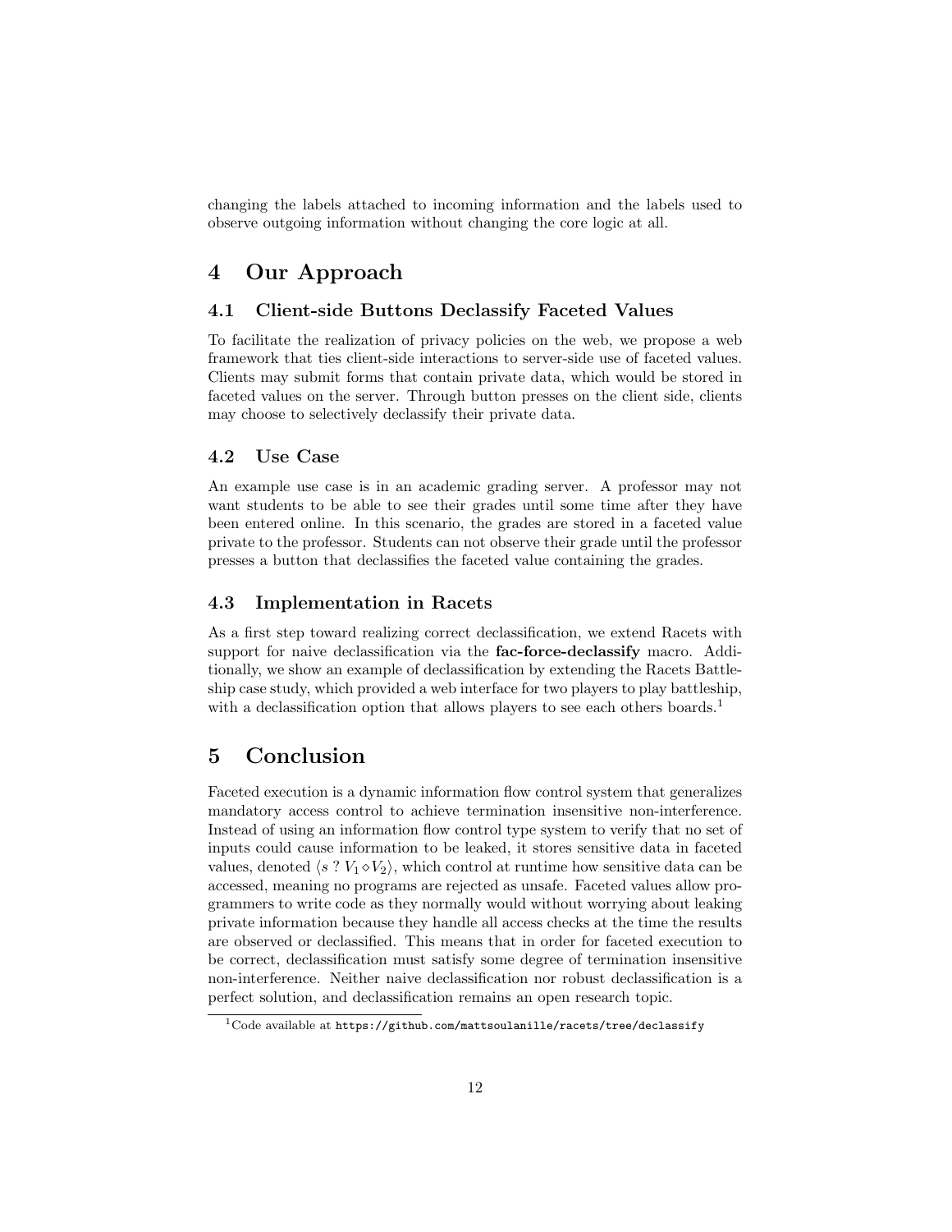changing the labels attached to incoming information and the labels used to observe outgoing information without changing the core logic at all.

# 4 Our Approach

## 4.1 Client-side Buttons Declassify Faceted Values

To facilitate the realization of privacy policies on the web, we propose a web framework that ties client-side interactions to server-side use of faceted values. Clients may submit forms that contain private data, which would be stored in faceted values on the server. Through button presses on the client side, clients may choose to selectively declassify their private data.

## 4.2 Use Case

An example use case is in an academic grading server. A professor may not want students to be able to see their grades until some time after they have been entered online. In this scenario, the grades are stored in a faceted value private to the professor. Students can not observe their grade until the professor presses a button that declassifies the faceted value containing the grades.

## 4.3 Implementation in Racets

As a first step toward realizing correct declassification, we extend Racets with support for naive declassification via the **fac-force-declassify** macro. Additionally, we show an example of declassification by extending the Racets Battleship case study, which provided a web interface for two players to play battleship, with a declassification option that allows players to see each others boards.[1]

# 5 Conclusion

Faceted execution is a dynamic information flow control system that generalizes mandatory access control to achieve termination insensitive non-interference. Instead of using an information flow control type system to verify that no set of inputs could cause information to be leaked, it stores sensitive data in faceted values, denoted $\langle s\ ?\ V_1 \diamond V_2 \rangle$, which control at runtime how sensitive data can be accessed, meaning no programs are rejected as unsafe. Faceted values allow programmers to write code as they normally would without worrying about leaking private information because they handle all access checks at the time the results are observed or declassified. This means that in order for faceted execution to be correct, declassification must satisfy some degree of termination insensitive non-interference. Neither naive declassification nor robust declassification is a perfect solution, and declassification remains an open research topic.

[1] Code available at `https://github.com/mattsoulanille/racets/tree/declassify`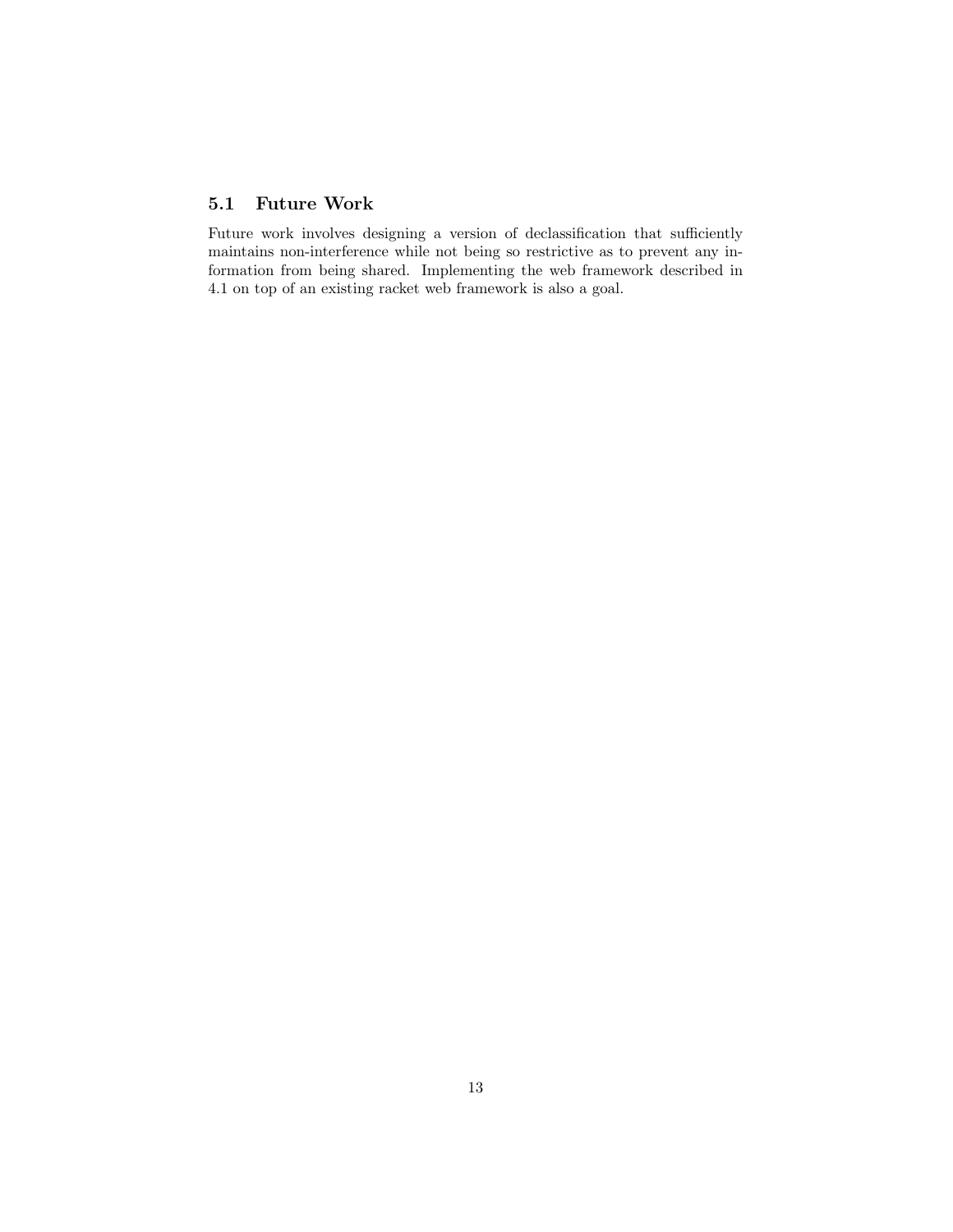### 5.1 Future Work

Future work involves designing a version of declassification that sufficiently maintains non-interference while not being so restrictive as to prevent any information from being shared. Implementing the web framework described in 4.1 on top of an existing racket web framework is also a goal.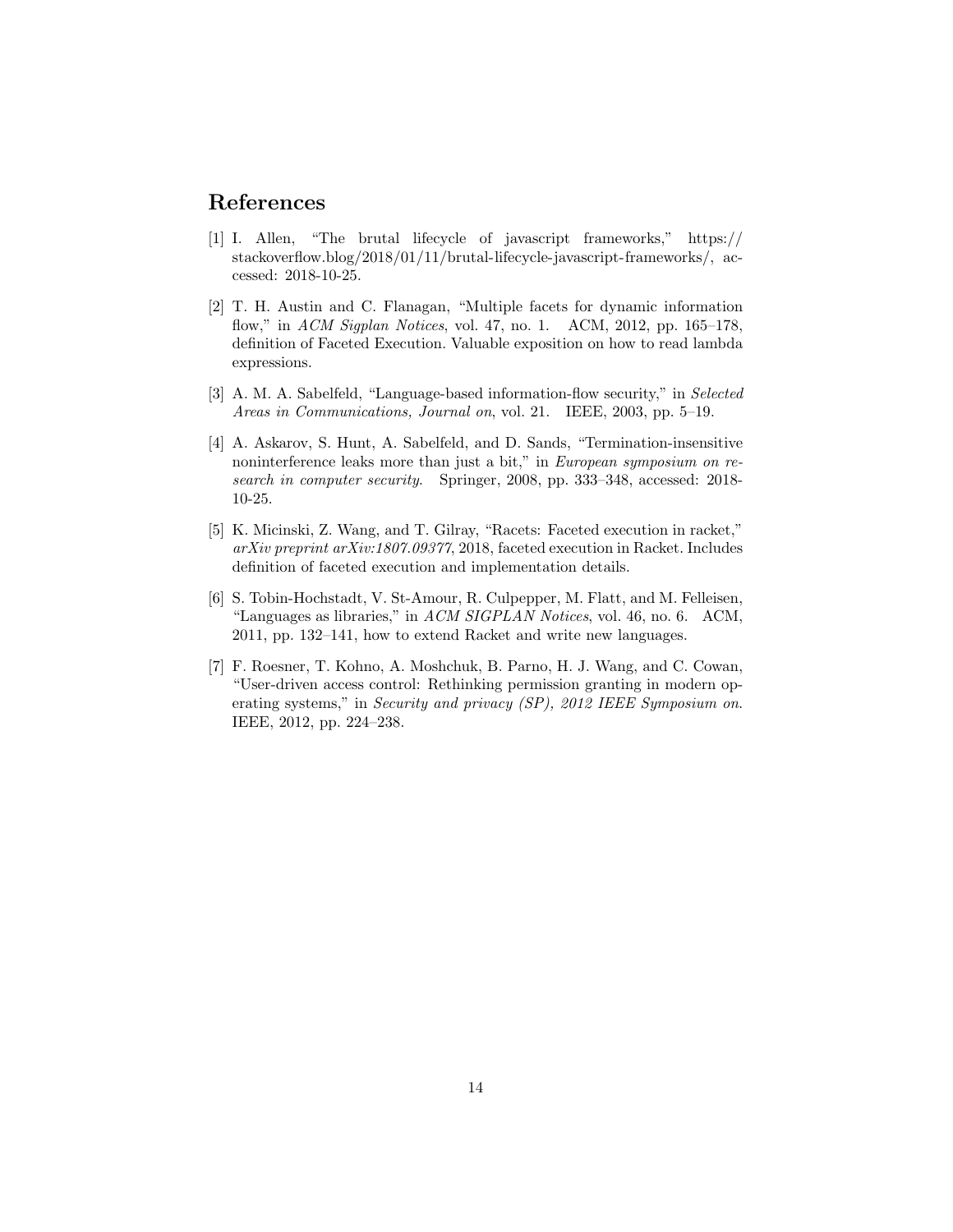## References

[1] I. Allen, "The brutal lifecycle of javascript frameworks," https://stackoverflow.blog/2018/01/11/brutal-lifecycle-javascript-frameworks/, accessed: 2018-10-25.

[2] T. H. Austin and C. Flanagan, "Multiple facets for dynamic information flow," in *ACM Sigplan Notices*, vol. 47, no. 1. ACM, 2012, pp. 165–178, definition of Faceted Execution. Valuable exposition on how to read lambda expressions.

[3] A. M. A. Sabelfeld, "Language-based information-flow security," in *Selected Areas in Communications, Journal on*, vol. 21. IEEE, 2003, pp. 5–19.

[4] A. Askarov, S. Hunt, A. Sabelfeld, and D. Sands, "Termination-insensitive noninterference leaks more than just a bit," in *European symposium on research in computer security*. Springer, 2008, pp. 333–348, accessed: 2018-10-25.

[5] K. Micinski, Z. Wang, and T. Gilray, "Racets: Faceted execution in racket," *arXiv preprint arXiv:1807.09377*, 2018, faceted execution in Racket. Includes definition of faceted execution and implementation details.

[6] S. Tobin-Hochstadt, V. St-Amour, R. Culpepper, M. Flatt, and M. Felleisen, "Languages as libraries," in *ACM SIGPLAN Notices*, vol. 46, no. 6. ACM, 2011, pp. 132–141, how to extend Racket and write new languages.

[7] F. Roesner, T. Kohno, A. Moshchuk, B. Parno, H. J. Wang, and C. Cowan, "User-driven access control: Rethinking permission granting in modern operating systems," in *Security and privacy (SP), 2012 IEEE Symposium on*. IEEE, 2012, pp. 224–238.